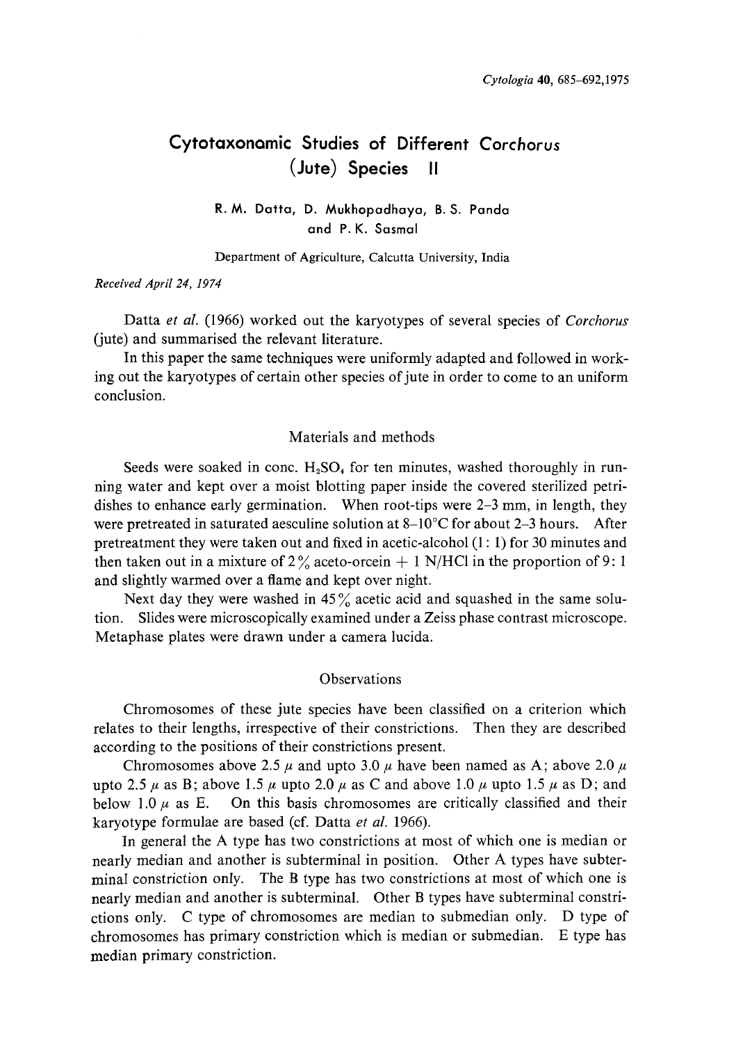# Cytotaxonomic Studies of Different *Corchorus* (Jute) Species II

R. M. Datta, D. Mukhopadhaya, B. S. Panda and P. K. Sasmal

Department of Agriculture, Calcutta University, India

*Received April 24, 1974*

Datta *et al.* (1966) worked out the karyotypes of several species of *Corchorus* (jute) and summarised the relevant literature.

In this paper the same techniques were uniformly adapted and followed in working out the karyotypes of certain other species of jute in order to come to an uniform conclusion.

## Materials and methods

Seeds were soaked in conc. $H_2SO_4$ for ten minutes, washed thoroughly in running water and kept over a moist blotting paper inside the covered sterilized petri-dishes to enhance early germination. When root-tips were 2–3 mm, in length, they were pretreated in saturated aesculine solution at 8–10°C for about 2–3 hours. After pretreatment they were taken out and fixed in acetic-alcohol (1 : 1) for 30 minutes and then taken out in a mixture of 2% aceto-orcein + 1 N/HCl in the proportion of 9 : 1 and slightly warmed over a flame and kept over night.

Next day they were washed in 45% acetic acid and squashed in the same solution. Slides were microscopically examined under a Zeiss phase contrast microscope. Metaphase plates were drawn under a camera lucida.

## Observations

Chromosomes of these jute species have been classified on a criterion which relates to their lengths, irrespective of their constrictions. Then they are described according to the positions of their constrictions present.

Chromosomes above 2.5 $\mu$ and upto 3.0 $\mu$ have been named as A; above 2.0 $\mu$ upto 2.5 $\mu$ as B; above 1.5 $\mu$ upto 2.0 $\mu$ as C and above 1.0 $\mu$ upto 1.5 $\mu$ as D; and below 1.0 $\mu$ as E. On this basis chromosomes are critically classified and their karyotype formulae are based (cf. Datta *et al.* 1966).

In general the A type has two constrictions at most of which one is median or nearly median and another is subterminal in position. Other A types have subterminal constriction only. The B type has two constrictions at most of which one is nearly median and another is subterminal. Other B types have subterminal constrictions only. C type of chromosomes are median to submedian only. D type of chromosomes has primary constriction which is median or submedian. E type has median primary constriction.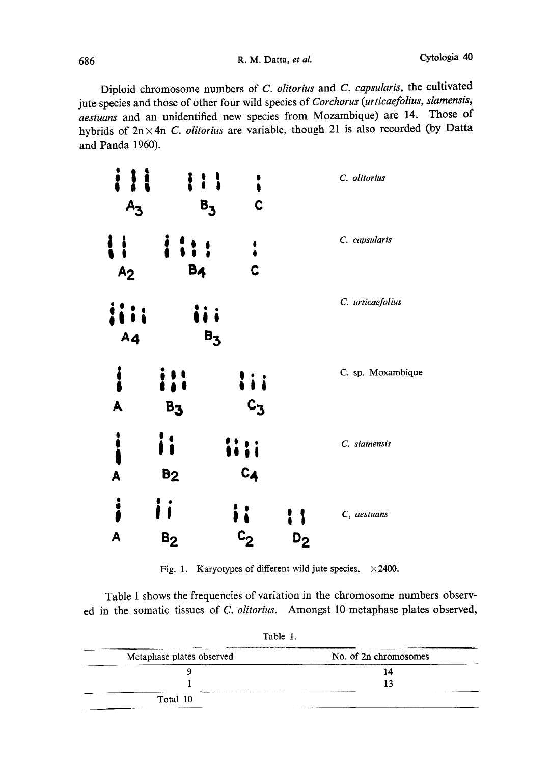Diploid chromosome numbers of *C. olitorius* and *C. capsularis*, the cultivated jute species and those of other four wild species of *Corchorus* (*urticaefolius*, *siamensis*, *aestuans* and an unidentified new species from Mozambique) are 14. Those of hybrids of 2n×4n *C. olitorius* are variable, though 21 is also recorded (by Datta and Panda 1960).

| Karyotype | | | | Species |
|---|---|---|---|---|
| $A_3$ | $B_3$ | C | | *C. olitorius* |
| $A_2$ | $B_4$ | C | | *C. capsularis* |
| $A_4$ | $B_3$ | | | *C. urticaefolius* |
| A | $B_3$ | $C_3$ | | C. sp. Moxambique |
| A | $B_2$ | $C_4$ | | *C. siamensis* |
| A | $B_2$ | $C_2$ | $D_2$ | *C, aestuans* |

Fig. 1. Karyotypes of different wild jute species. ×2400.

Table 1 shows the frequencies of variation in the chromosome numbers observed in the somatic tissues of *C. olitorius*. Amongst 10 metaphase plates observed,

Table 1.

| Metaphase plates observed | No. of 2n chromosomes |
|---|---|
| 9 | 14 |
| 1 | 13 |
| Total 10 | |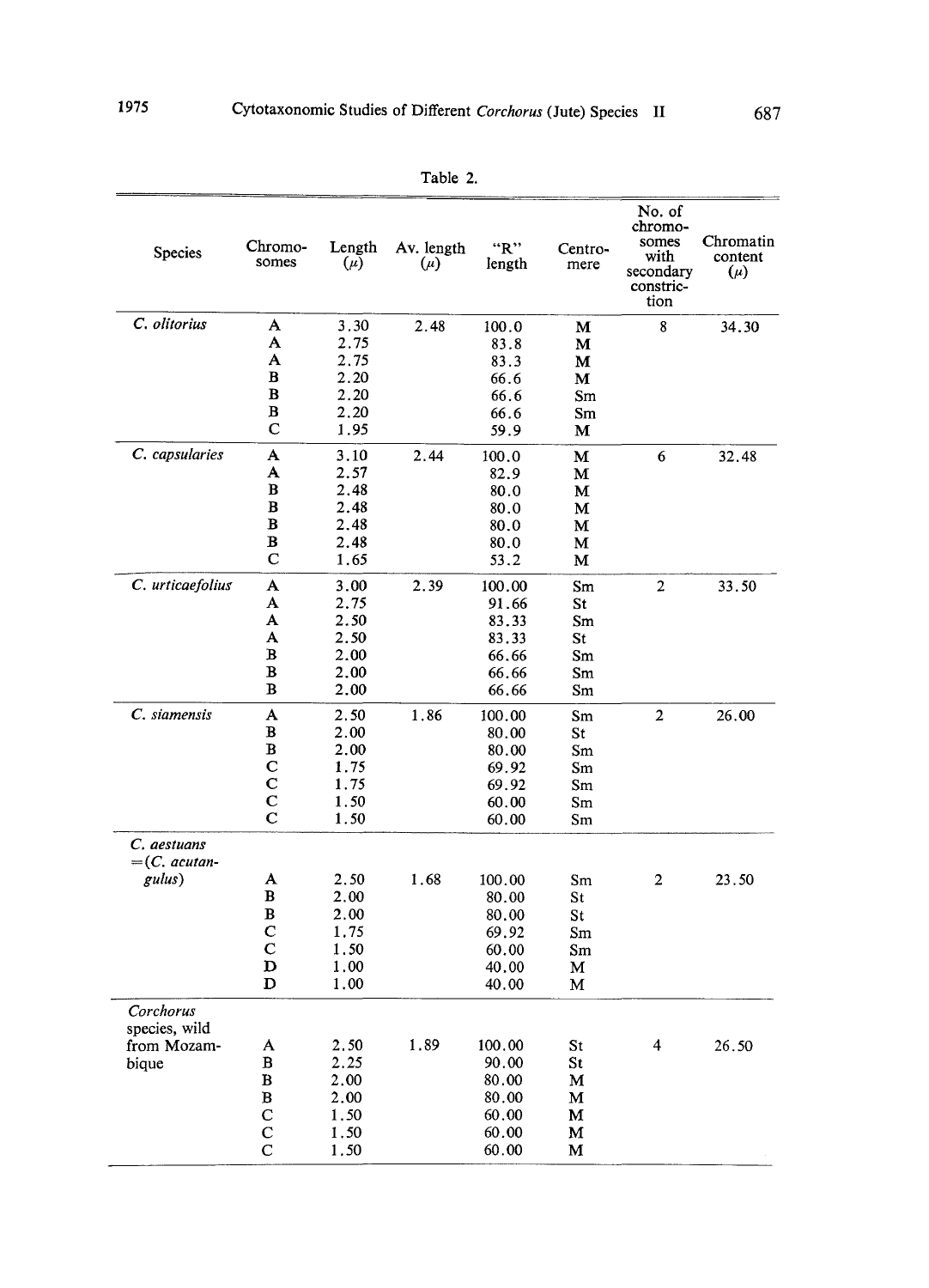Table 2.

| Species | Chromosomes | Length ($\mu$) | Av. length ($\mu$) | "R" length | Centromere | No. of chromosomes with secondary constriction | Chromatin content ($\mu$) |
|---|---|---|---|---|---|---|---|
| *C. olitorius* | A | 3.30 | 2.48 | 100.0 | M | 8 | 34.30 |
| | A | 2.75 | | 83.8 | M | | |
| | A | 2.75 | | 83.3 | M | | |
| | B | 2.20 | | 66.6 | M | | |
| | B | 2.20 | | 66.6 | Sm | | |
| | B | 2.20 | | 66.6 | Sm | | |
| | C | 1.95 | | 59.9 | M | | |
| *C. capsularies* | A | 3.10 | 2.44 | 100.0 | M | 6 | 32.48 |
| | A | 2.57 | | 82.9 | M | | |
| | B | 2.48 | | 80.0 | M | | |
| | B | 2.48 | | 80.0 | M | | |
| | B | 2.48 | | 80.0 | M | | |
| | B | 2.48 | | 80.0 | M | | |
| | C | 1.65 | | 53.2 | M | | |
| *C. urticaefolius* | A | 3.00 | 2.39 | 100.00 | Sm | 2 | 33.50 |
| | A | 2.75 | | 91.66 | St | | |
| | A | 2.50 | | 83.33 | Sm | | |
| | A | 2.50 | | 83.33 | St | | |
| | B | 2.00 | | 66.66 | Sm | | |
| | B | 2.00 | | 66.66 | Sm | | |
| | B | 2.00 | | 66.66 | Sm | | |
| *C. siamensis* | A | 2.50 | 1.86 | 100.00 | Sm | 2 | 26.00 |
| | B | 2.00 | | 80.00 | St | | |
| | B | 2.00 | | 80.00 | Sm | | |
| | C | 1.75 | | 69.92 | Sm | | |
| | C | 1.75 | | 69.92 | Sm | | |
| | C | 1.50 | | 60.00 | Sm | | |
| | C | 1.50 | | 60.00 | Sm | | |
| *C. aestuans* =(*C. acutangulus*) | A | 2.50 | 1.68 | 100.00 | Sm | 2 | 23.50 |
| | B | 2.00 | | 80.00 | St | | |
| | B | 2.00 | | 80.00 | St | | |
| | C | 1.75 | | 69.92 | Sm | | |
| | C | 1.50 | | 60.00 | Sm | | |
| | D | 1.00 | | 40.00 | M | | |
| | D | 1.00 | | 40.00 | M | | |
| *Corchorus* species, wild from Mozambique | A | 2.50 | 1.89 | 100.00 | St | 4 | 26.50 |
| | B | 2.25 | | 90.00 | St | | |
| | B | 2.00 | | 80.00 | M | | |
| | B | 2.00 | | 80.00 | M | | |
| | C | 1.50 | | 60.00 | M | | |
| | C | 1.50 | | 60.00 | M | | |
| | C | 1.50 | | 60.00 | M | | |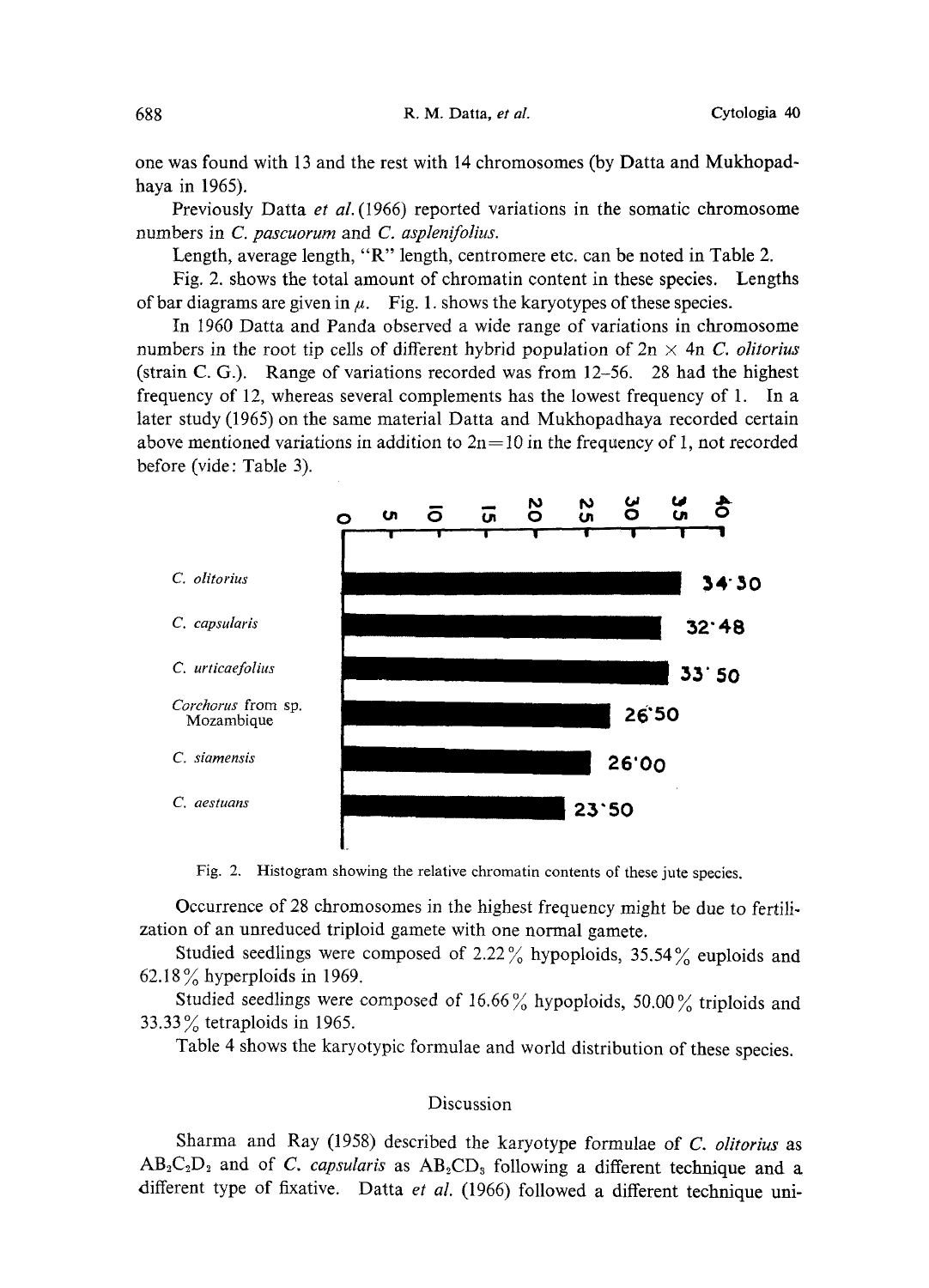one was found with 13 and the rest with 14 chromosomes (by Datta and Mukhopadhaya in 1965).

Previously Datta *et al.* (1966) reported variations in the somatic chromosome numbers in *C. pascuorum* and *C. asplenifolius*.

Length, average length, "R" length, centromere etc. can be noted in Table 2.

Fig. 2. shows the total amount of chromatin content in these species. Lengths of bar diagrams are given in $\mu$. Fig. 1. shows the karyotypes of these species.

In 1960 Datta and Panda observed a wide range of variations in chromosome numbers in the root tip cells of different hybrid population of 2n × 4n *C. olitorius* (strain C. G.). Range of variations recorded was from 12–56. 28 had the highest frequency of 12, whereas several complements has the lowest frequency of 1. In a later study (1965) on the same material Datta and Mukhopadhaya recorded certain above mentioned variations in addition to 2n=10 in the frequency of 1, not recorded before (vide: Table 3).

| Species | Chromatin content |
|---|---|
| *C. olitorius* | 34·30 |
| *C. capsularis* | 32·48 |
| *C. urticaefolius* | 33·50 |
| *Corchorus* from sp. Mozambique | 26·50 |
| *C. siamensis* | 26·00 |
| *C. aestuans* | 23·50 |

Fig. 2. Histogram showing the relative chromatin contents of these jute species.

Occurrence of 28 chromosomes in the highest frequency might be due to fertilization of an unreduced triploid gamete with one normal gamete.

Studied seedlings were composed of 2.22% hypoploids, 35.54% euploids and 62.18% hyperploids in 1969.

Studied seedlings were composed of 16.66% hypoploids, 50.00% triploids and 33.33% tetraploids in 1965.

Table 4 shows the karyotypic formulae and world distribution of these species.

## Discussion

Sharma and Ray (1958) described the karyotype formulae of *C. olitorius* as $AB_2C_2D_2$ and of *C. capsularis* as $AB_2CD_3$ following a different technique and a different type of fixative. Datta *et al.* (1966) followed a different technique uni-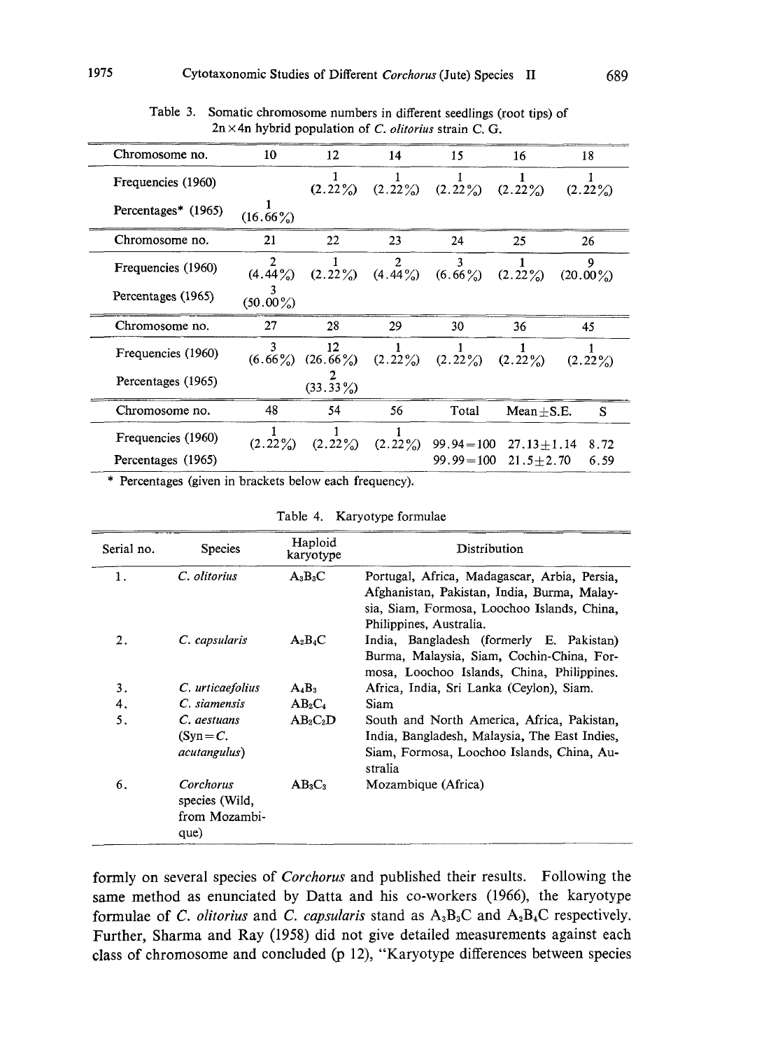Table 3. Somatic chromosome numbers in different seedlings (root tips) of $2n \times 4n$ hybrid population of *C. olitorius* strain C. G.

| Chromosome no. | 10 | 12 | 14 | 15 | 16 | 18 |
|---|---|---|---|---|---|---|
| Frequencies (1960) | | 1 (2.22%) | 1 (2.22%) | 1 (2.22%) | 1 (2.22%) | 1 (2.22%) |
| Percentages* (1965) | 1 (16.66%) | | | | | |
| **Chromosome no.** | **21** | **22** | **23** | **24** | **25** | **26** |
| Frequencies (1960) | 2 (4.44%) | 1 (2.22%) | 2 (4.44%) | 3 (6.66%) | 1 (2.22%) | 9 (20.00%) |
| Percentages (1965) | 3 (50.00%) | | | | | |
| **Chromosome no.** | **27** | **28** | **29** | **30** | **36** | **45** |
| Frequencies (1960) | 3 (6.66%) | 12 (26.66%) | 1 (2.22%) | 1 (2.22%) | 1 (2.22%) | 1 (2.22%) |
| Percentages (1965) | | 2 (33.33%) | | | | |
| **Chromosome no.** | **48** | **54** | **56** | **Total** | **Mean±S.E.** | **S** |
| Frequencies (1960) | 1 (2.22%) | 1 (2.22%) | 1 (2.22%) | 99.94=100 | 27.13±1.14 | 8.72 |
| Percentages (1965) | | | | 99.99=100 | 21.5±2.70 | 6.59 |

\* Percentages (given in brackets below each frequency).

Table 4. Karyotype formulae

| Serial no. | Species | Haploid karyotype | Distribution |
|---|---|---|---|
| 1. | *C. olitorius* | $A_3B_3C$ | Portugal, Africa, Madagascar, Arbia, Persia, Afghanistan, Pakistan, India, Burma, Malaysia, Siam, Formosa, Loochoo Islands, China, Philippines, Australia. |
| 2. | *C. capsularis* | $A_2B_4C$ | India, Bangladesh (formerly E. Pakistan) Burma, Malaysia, Siam, Cochin-China, Formosa, Loochoo Islands, China, Philippines. |
| 3. | *C. urticaefolius* | $A_4B_3$ | Africa, India, Sri Lanka (Ceylon), Siam. |
| 4. | *C. siamensis* | $AB_2C_4$ | Siam |
| 5. | *C. aestuans* (Syn=*C. acutangulus*) | $AB_2C_2D$ | South and North America, Africa, Pakistan, India, Bangladesh, Malaysia, The East Indies, Siam, Formosa, Loochoo Islands, China, Australia |
| 6. | *Corchorus* species (Wild, from Mozambique) | $AB_3C_3$ | Mozambique (Africa) |

formly on several species of *Corchorus* and published their results. Following the same method as enunciated by Datta and his co-workers (1966), the karyotype formulae of *C. olitorius* and *C. capsularis* stand as $A_3B_3C$ and $A_2B_4C$ respectively. Further, Sharma and Ray (1958) did not give detailed measurements against each class of chromosome and concluded (p 12), "Karyotype differences between species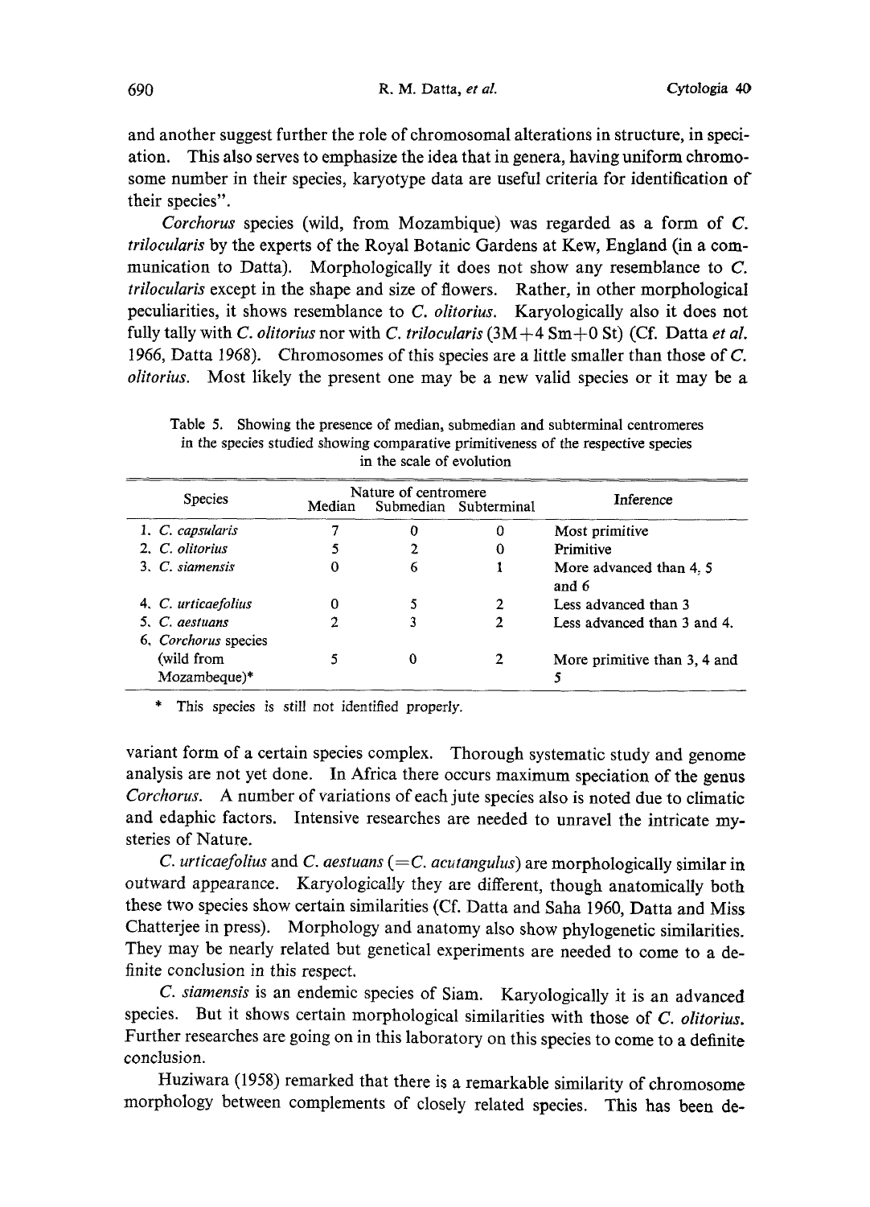and another suggest further the role of chromosomal alterations in structure, in speciation. This also serves to emphasize the idea that in genera, having uniform chromosome number in their species, karyotype data are useful criteria for identification of their species".

*Corchorus* species (wild, from Mozambique) was regarded as a form of *C. trilocularis* by the experts of the Royal Botanic Gardens at Kew, England (in a communication to Datta). Morphologically it does not show any resemblance to *C. trilocularis* except in the shape and size of flowers. Rather, in other morphological peculiarities, it shows resemblance to *C. olitorius*. Karyologically also it does not fully tally with *C. olitorius* nor with *C. trilocularis* (3M+4 Sm+0 St) (Cf. Datta *et al.* 1966, Datta 1968). Chromosomes of this species are a little smaller than those of *C. olitorius*. Most likely the present one may be a new valid species or it may be a variant form of a certain species complex. Thorough systematic study and genome analysis are not yet done. In Africa there occurs maximum speciation of the genus *Corchorus*. A number of variations of each jute species also is noted due to climatic and edaphic factors. Intensive researches are needed to unravel the intricate mysteries of Nature.

Table 5. Showing the presence of median, submedian and subterminal centromeres in the species studied showing comparative primitiveness of the respective species in the scale of evolution

| Species | Nature of centromere | | | Inference |
|---|---|---|---|---|
| | Median | Submedian | Subterminal | |
| 1. *C. capsularis* | 7 | 0 | 0 | Most primitive |
| 2. *C. olitorius* | 5 | 2 | 0 | Primitive |
| 3. *C. siamensis* | 0 | 6 | 1 | More advanced than 4, 5 and 6 |
| 4. *C. urticaefolius* | 0 | 5 | 2 | Less advanced than 3 |
| 5. *C. aestuans* | 2 | 3 | 2 | Less advanced than 3 and 4. |
| 6. *Corchorus* species (wild from Mozambeque)* | 5 | 0 | 2 | More primitive than 3, 4 and 5 |

\* This species is still not identified properly.

*C. urticaefolius* and *C. aestuans* (=*C. acutangulus*) are morphologically similar in outward appearance. Karyologically they are different, though anatomically both these two species show certain similarities (Cf. Datta and Saha 1960, Datta and Miss Chatterjee in press). Morphology and anatomy also show phylogenetic similarities. They may be nearly related but genetical experiments are needed to come to a definite conclusion in this respect.

*C. siamensis* is an endemic species of Siam. Karyologically it is an advanced species. But it shows certain morphological similarities with those of *C. olitorius*. Further researches are going on in this laboratory on this species to come to a definite conclusion.

Huziwara (1958) remarked that there is a remarkable similarity of chromosome morphology between complements of closely related species. This has been de-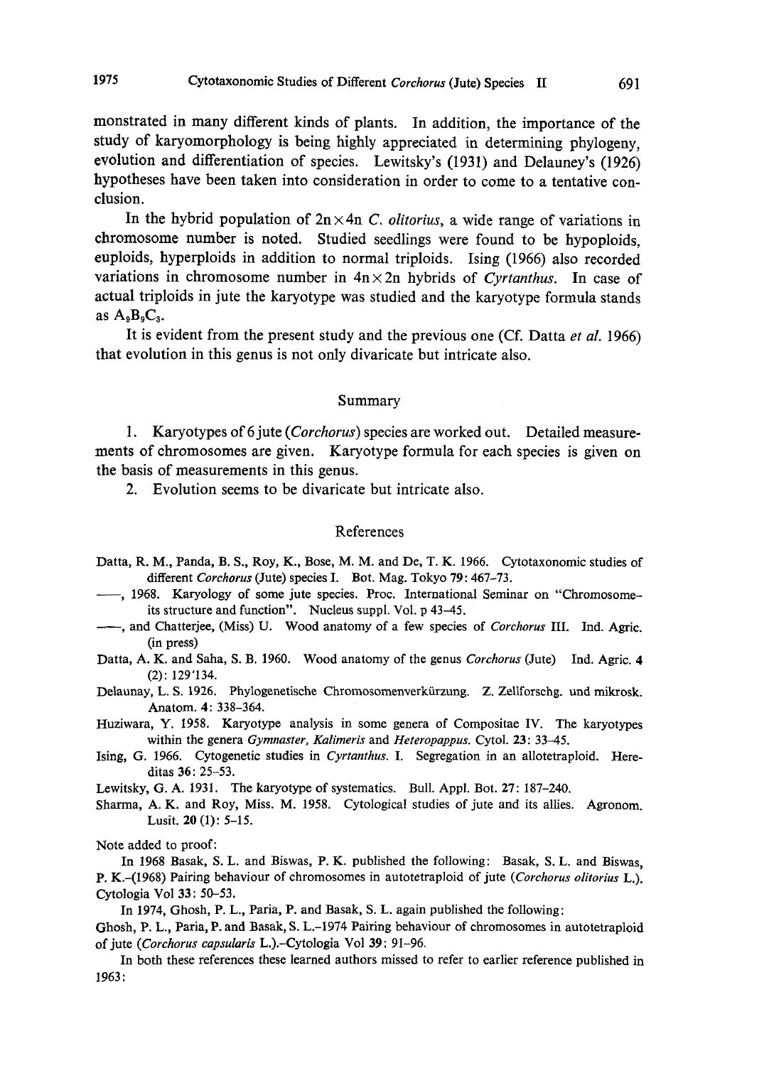monstrated in many different kinds of plants. In addition, the importance of the study of karyomorphology is being highly appreciated in determining phylogeny, evolution and differentiation of species. Lewitsky's (1931) and Delauney's (1926) hypotheses have been taken into consideration in order to come to a tentative conclusion.

In the hybrid population of $2n \times 4n$ *C. olitorius*, a wide range of variations in chromosome number is noted. Studied seedlings were found to be hypoploids, euploids, hyperploids in addition to normal triploids. Ising (1966) also recorded variations in chromosome number in $4n \times 2n$ hybrids of *Cyrtanthus*. In case of actual triploids in jute the karyotype was studied and the karyotype formula stands as $A_9B_9C_3$.

It is evident from the present study and the previous one (Cf. Datta *et al.* 1966) that evolution in this genus is not only divaricate but intricate also.

## Summary

1. Karyotypes of 6 jute (*Corchorus*) species are worked out. Detailed measurements of chromosomes are given. Karyotype formula for each species is given on the basis of measurements in this genus.
2. Evolution seems to be divaricate but intricate also.

## References

Datta, R. M., Panda, B. S., Roy, K., Bose, M. M. and De, T. K. 1966. Cytotaxonomic studies of different *Corchorus* (Jute) species I. Bot. Mag. Tokyo **79**: 467–73.

——, 1968. Karyology of some jute species. Proc. International Seminar on "Chromosome-its structure and function". Nucleus suppl. Vol. p 43–45.

——, and Chatterjee, (Miss) U. Wood anatomy of a few species of *Corchorus* III. Ind. Agric. (in press)

Datta, A. K. and Saha, S. B. 1960. Wood anatomy of the genus *Corchorus* (Jute) Ind. Agric. **4** (2): 129'134.

Delaunay, L. S. 1926. Phylogenetische Chromosomenverkürzung. Z. Zellforschg. und mikrosk. Anatom. **4**: 338–364.

Huziwara, Y. 1958. Karyotype analysis in some genera of Compositae IV. The karyotypes within the genera *Gymnaster, Kalimeris* and *Heteropappus*. Cytol. **23**: 33–45.

Ising, G. 1966. Cytogenetic studies in *Cyrtanthus*. I. Segregation in an allotetraploid. Hereditas **36**: 25–53.

Lewitsky, G. A. 1931. The karyotype of systematics. Bull. Appl. Bot. **27**: 187–240.

Sharma, A. K. and Roy, Miss. M. 1958. Cytological studies of jute and its allies. Agronom. Lusit. **20** (1): 5–15.

Note added to proof:

In 1968 Basak, S. L. and Biswas, P. K. published the following: Basak, S. L. and Biswas, P. K.–(1968) Pairing behaviour of chromosomes in autotetraploid of jute (*Corchorus olitorius* L.). Cytologia Vol **33**: 50–53.

In 1974, Ghosh, P. L., Paria, P. and Basak, S. L. again published the following:

Ghosh, P. L., Paria, P. and Basak, S. L.–1974 Pairing behaviour of chromosomes in autotetraploid of jute (*Corchorus capsularis* L.).–Cytologia Vol **39**: 91–96.

In both these references these learned authors missed to refer to earlier reference published in 1963: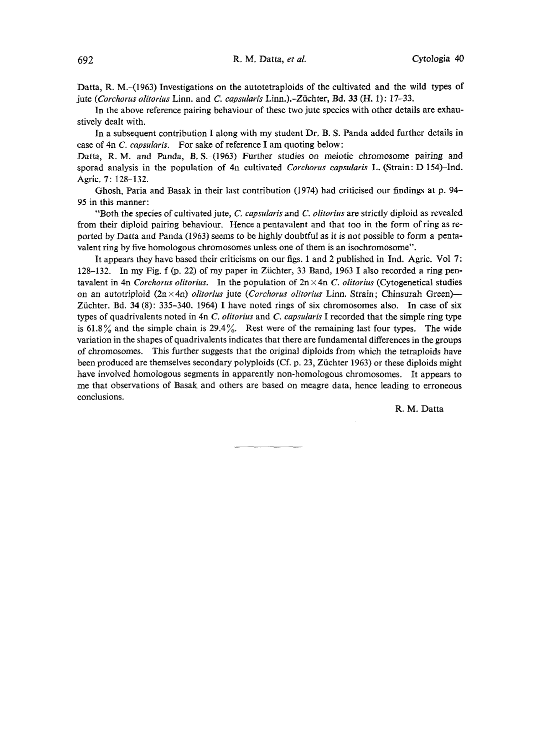Datta, R. M.-(1963) Investigations on the autotetraploids of the cultivated and the wild types of jute (*Corchorus olitorius* Linn. and *C. capsularis* Linn.).-Züchter, Bd. **33** (H. 1): 17–33.

In the above reference pairing behaviour of these two jute species with other details are exhaustively dealt with.

In a subsequent contribution I along with my student Dr. B. S. Panda added further details in case of 4n *C. capsularis*. For sake of reference I am quoting below:

Datta, R. M. and Panda, B. S.-(1963) Further studies on meiotic chromosome pairing and sporad analysis in the population of 4n cultivated *Corchorus capsularis* L. (Strain: D 154)-Ind. Agric. **7**: 128–132.

Ghosh, Paria and Basak in their last contribution (1974) had criticised our findings at p. 94–95 in this manner:

"Both the species of cultivated jute, *C. capsularis* and *C. olitorius* are strictly diploid as revealed from their diploid pairing behaviour. Hence a pentavalent and that too in the form of ring as reported by Datta and Panda (1963) seems to be highly doubtful as it is not possible to form a pentavalent ring by five homologous chromosomes unless one of them is an isochromosome".

It appears they have based their criticisms on our figs. 1 and 2 published in Ind. Agric. Vol 7: 128–132. In my Fig. f (p. 22) of my paper in Züchter, 33 Band, 1963 I also recorded a ring pentavalent in 4n *Corchorus olitorius*. In the population of $2n \times 4n$ *C. olitorius* (Cytogenetical studies on an autotriploid ($2n \times 4n$) *olitorius* jute (*Corchorus olitorius* Linn. Strain; Chinsurah Green)—Züchter. Bd. **34** (8): 335–340. 1964) I have noted rings of six chromosomes also. In case of six types of quadrivalents noted in 4n *C. olitorius* and *C. capsularis* I recorded that the simple ring type is 61.8% and the simple chain is 29.4%. Rest were of the remaining last four types. The wide variation in the shapes of quadrivalents indicates that there are fundamental differences in the groups of chromosomes. This further suggests that the original diploids from which the tetraploids have been produced are themselves secondary polyploids (Cf. p. 23, Züchter 1963) or these diploids might have involved homologous segments in apparently non-homologous chromosomes. It appears to me that observations of Basak and others are based on meagre data, hence leading to erroneous conclusions.

R. M. Datta